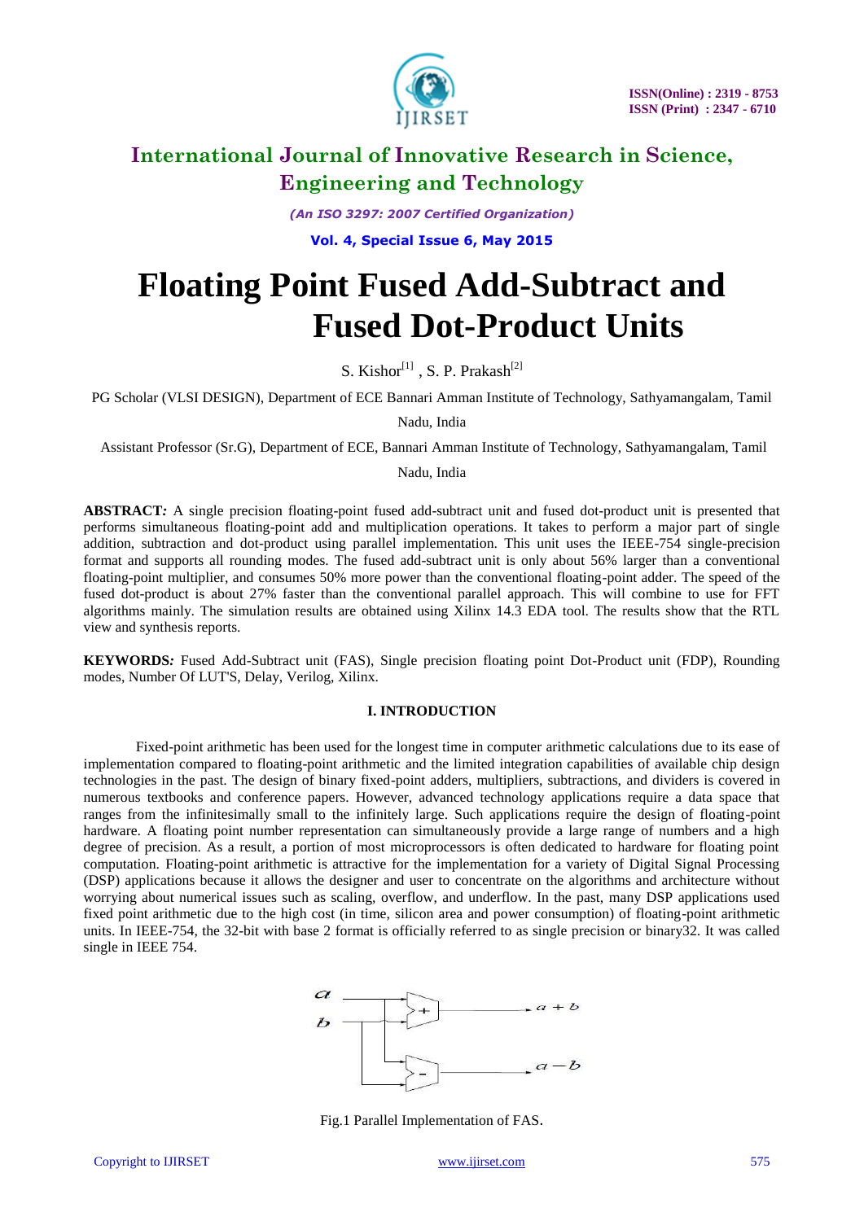# Floating Point Fused Add-Subtract and Fused Dot-Product Units

S. Kishor[1] , S. P. Prakash[2]

PG Scholar (VLSI DESIGN), Department of ECE Bannari Amman Institute of Technology, Sathyamangalam, Tamil Nadu, India

Assistant Professor (Sr.G), Department of ECE, Bannari Amman Institute of Technology, Sathyamangalam, Tamil Nadu, India

**ABSTRACT***:* A single precision floating-point fused add-subtract unit and fused dot-product unit is presented that performs simultaneous floating-point add and multiplication operations. It takes to perform a major part of single addition, subtraction and dot-product using parallel implementation. This unit uses the IEEE-754 single-precision format and supports all rounding modes. The fused add-subtract unit is only about 56% larger than a conventional floating-point multiplier, and consumes 50% more power than the conventional floating-point adder. The speed of the fused dot-product is about 27% faster than the conventional parallel approach. This will combine to use for FFT algorithms mainly. The simulation results are obtained using Xilinx 14.3 EDA tool. The results show that the RTL view and synthesis reports.

**KEYWORDS***:* Fused Add-Subtract unit (FAS), Single precision floating point Dot-Product unit (FDP), Rounding modes, Number Of LUT'S, Delay, Verilog, Xilinx.

## I. INTRODUCTION

Fixed-point arithmetic has been used for the longest time in computer arithmetic calculations due to its ease of implementation compared to floating-point arithmetic and the limited integration capabilities of available chip design technologies in the past. The design of binary fixed-point adders, multipliers, subtractions, and dividers is covered in numerous textbooks and conference papers. However, advanced technology applications require a data space that ranges from the infinitesimally small to the infinitely large. Such applications require the design of floating-point hardware. A floating point number representation can simultaneously provide a large range of numbers and a high degree of precision. As a result, a portion of most microprocessors is often dedicated to hardware for floating point computation. Floating-point arithmetic is attractive for the implementation for a variety of Digital Signal Processing (DSP) applications because it allows the designer and user to concentrate on the algorithms and architecture without worrying about numerical issues such as scaling, overflow, and underflow. In the past, many DSP applications used fixed point arithmetic due to the high cost (in time, silicon area and power consumption) of floating-point arithmetic units. In IEEE-754, the 32-bit with base 2 format is officially referred to as single precision or binary32. It was called single in IEEE 754.

Fig.1 Parallel Implementation of FAS.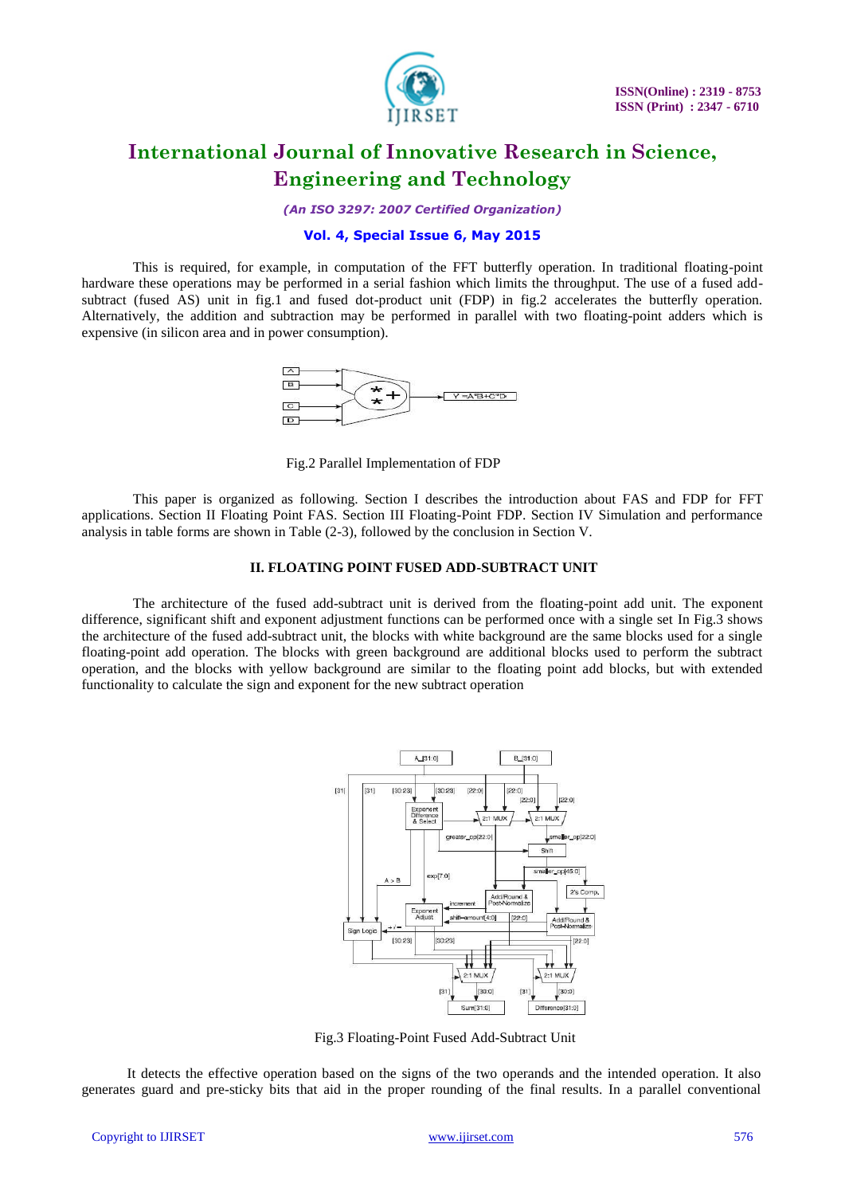This is required, for example, in computation of the FFT butterfly operation. In traditional floating-point hardware these operations may be performed in a serial fashion which limits the throughput. The use of a fused add-subtract (fused AS) unit in fig.1 and fused dot-product unit (FDP) in fig.2 accelerates the butterfly operation. Alternatively, the addition and subtraction may be performed in parallel with two floating-point adders which is expensive (in silicon area and in power consumption).

Fig.2 Parallel Implementation of FDP

This paper is organized as following. Section I describes the introduction about FAS and FDP for FFT applications. Section II Floating Point FAS. Section III Floating-Point FDP. Section IV Simulation and performance analysis in table forms are shown in Table (2-3), followed by the conclusion in Section V.

## II. FLOATING POINT FUSED ADD-SUBTRACT UNIT

The architecture of the fused add-subtract unit is derived from the floating-point add unit. The exponent difference, significant shift and exponent adjustment functions can be performed once with a single set In Fig.3 shows the architecture of the fused add-subtract unit, the blocks with white background are the same blocks used for a single floating-point add operation. The blocks with green background are additional blocks used to perform the subtract operation, and the blocks with yellow background are similar to the floating point add blocks, but with extended functionality to calculate the sign and exponent for the new subtract operation

Fig.3 Floating-Point Fused Add-Subtract Unit

It detects the effective operation based on the signs of the two operands and the intended operation. It also generates guard and pre-sticky bits that aid in the proper rounding of the final results. In a parallel conventional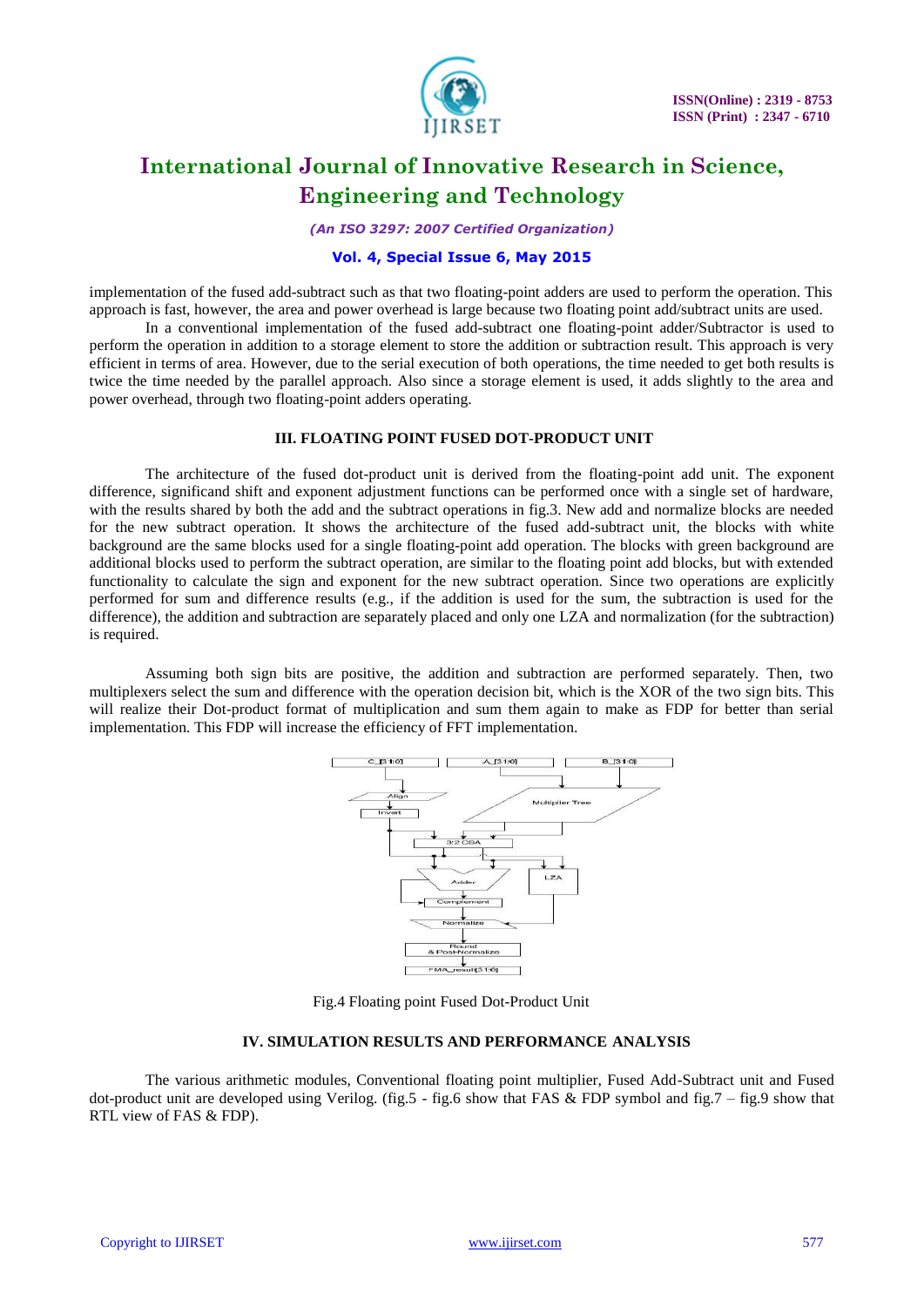implementation of the fused add-subtract such as that two floating-point adders are used to perform the operation. This approach is fast, however, the area and power overhead is large because two floating point add/subtract units are used.

In a conventional implementation of the fused add-subtract one floating-point adder/Subtractor is used to perform the operation in addition to a storage element to store the addition or subtraction result. This approach is very efficient in terms of area. However, due to the serial execution of both operations, the time needed to get both results is twice the time needed by the parallel approach. Also since a storage element is used, it adds slightly to the area and power overhead, through two floating-point adders operating.

### III. FLOATING POINT FUSED DOT-PRODUCT UNIT

The architecture of the fused dot-product unit is derived from the floating-point add unit. The exponent difference, significand shift and exponent adjustment functions can be performed once with a single set of hardware, with the results shared by both the add and the subtract operations in fig.3. New add and normalize blocks are needed for the new subtract operation. It shows the architecture of the fused add-subtract unit, the blocks with white background are the same blocks used for a single floating-point add operation. The blocks with green background are additional blocks used to perform the subtract operation, are similar to the floating point add blocks, but with extended functionality to calculate the sign and exponent for the new subtract operation. Since two operations are explicitly performed for sum and difference results (e.g., if the addition is used for the sum, the subtraction is used for the difference), the addition and subtraction are separately placed and only one LZA and normalization (for the subtraction) is required.

Assuming both sign bits are positive, the addition and subtraction are performed separately. Then, two multiplexers select the sum and difference with the operation decision bit, which is the XOR of the two sign bits. This will realize their Dot-product format of multiplication and sum them again to make as FDP for better than serial implementation. This FDP will increase the efficiency of FFT implementation.

Fig.4 Floating point Fused Dot-Product Unit

### IV. SIMULATION RESULTS AND PERFORMANCE ANALYSIS

The various arithmetic modules, Conventional floating point multiplier, Fused Add-Subtract unit and Fused dot-product unit are developed using Verilog. (fig.5 - fig.6 show that FAS & FDP symbol and fig.7 – fig.9 show that RTL view of FAS & FDP).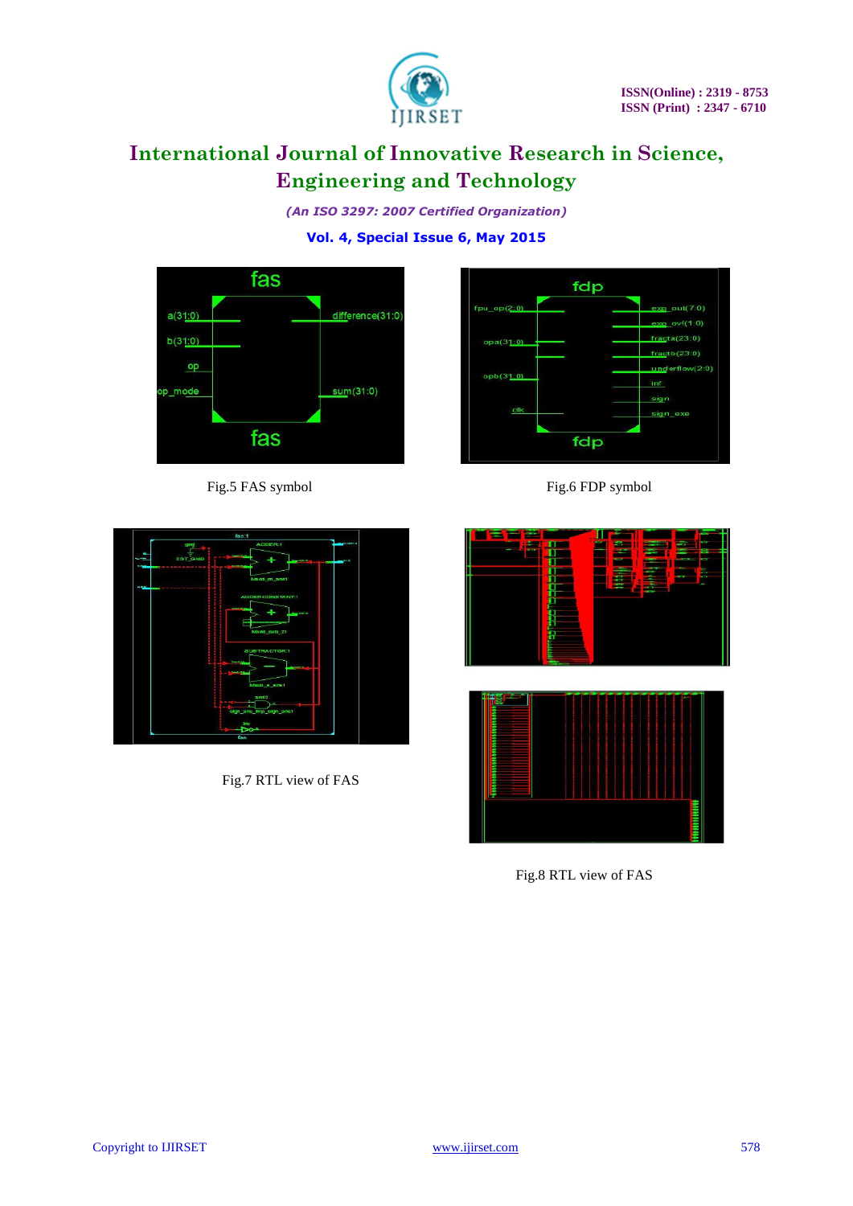Fig.5 FAS symbol

Fig.6 FDP symbol

Fig.7 RTL view of FAS

Fig.8 RTL view of FAS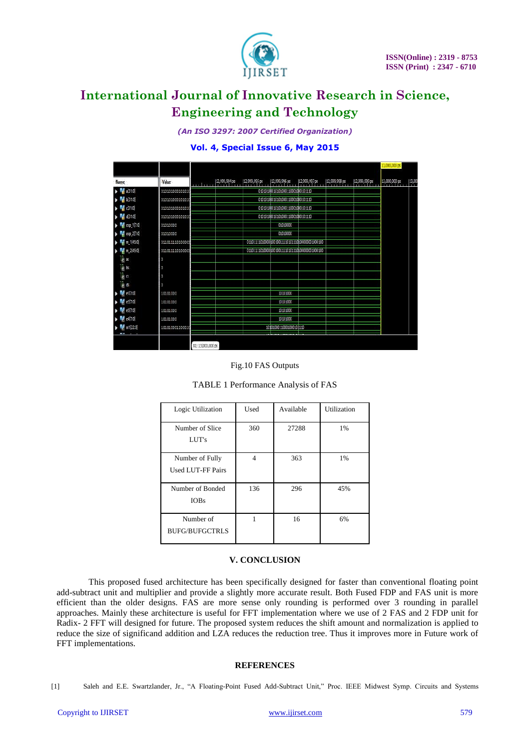Fig.10 FAS Outputs

TABLE 1 Performance Analysis of FAS

| Logic Utilization | Used | Available | Utilization |
|---|---|---|---|
| Number of Slice LUT's | 360 | 27288 | 1% |
| Number of Fully Used LUT-FF Pairs | 4 | 363 | 1% |
| Number of Bonded IOBs | 136 | 296 | 45% |
| Number of BUFG/BUFGCTRLS | 1 | 16 | 6% |

## V. CONCLUSION

This proposed fused architecture has been specifically designed for faster than conventional floating point add-subtract unit and multiplier and provide a slightly more accurate result. Both Fused FDP and FAS unit is more efficient than the older designs. FAS are more sense only rounding is performed over 3 rounding in parallel approaches. Mainly these architecture is useful for FFT implementation where we use of 2 FAS and 2 FDP unit for Radix- 2 FFT will designed for future. The proposed system reduces the shift amount and normalization is applied to reduce the size of significand addition and LZA reduces the reduction tree. Thus it improves more in Future work of FFT implementations.

## REFERENCES

[1] Saleh and E.E. Swartzlander, Jr., "A Floating-Point Fused Add-Subtract Unit," Proc. IEEE Midwest Symp. Circuits and Systems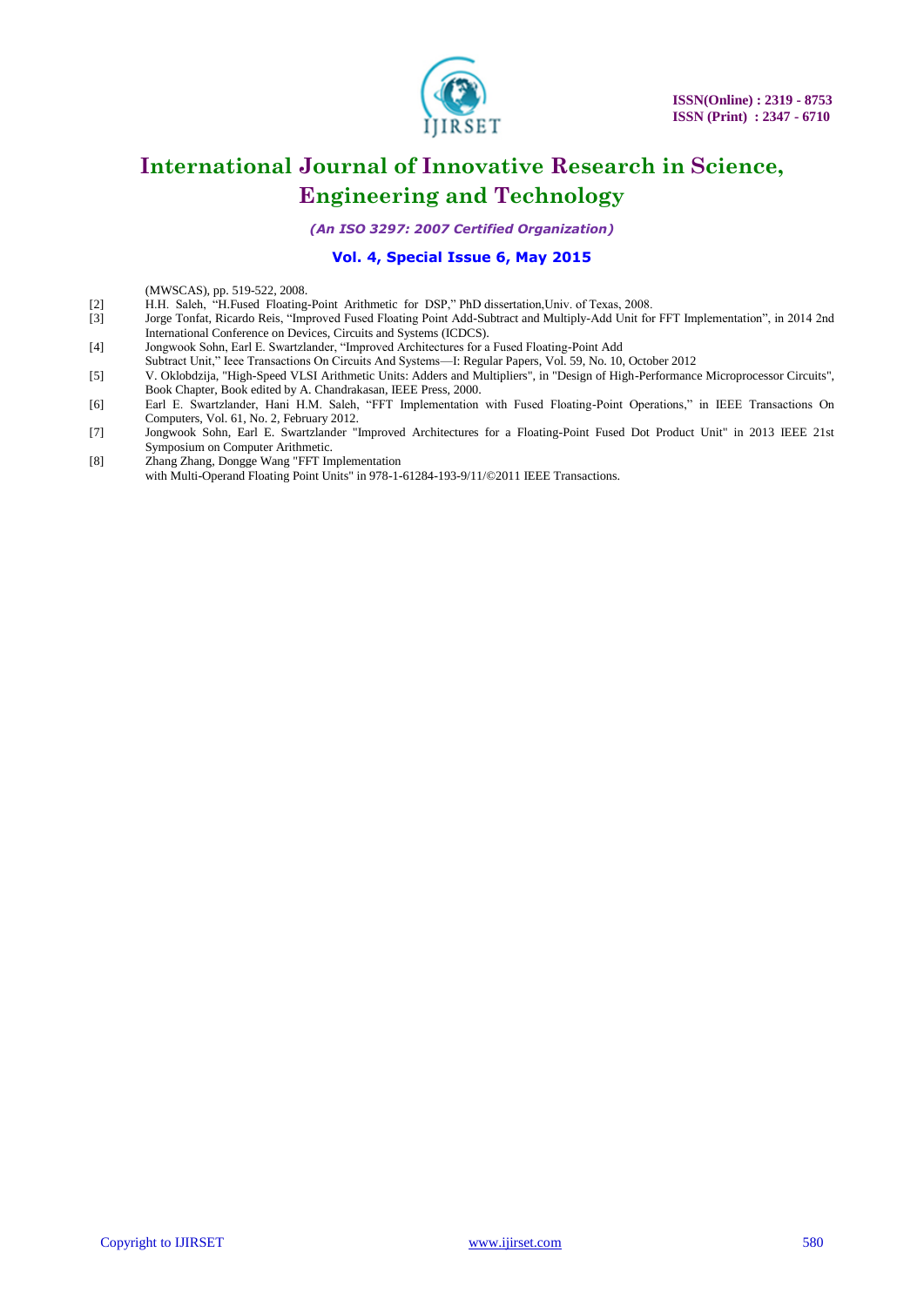(MWSCAS), pp. 519-522, 2008.

[2] H.H. Saleh, "H.Fused Floating-Point Arithmetic for DSP," PhD dissertation,Univ. of Texas, 2008.

[3] Jorge Tonfat, Ricardo Reis, "Improved Fused Floating Point Add-Subtract and Multiply-Add Unit for FFT Implementation", in 2014 2nd International Conference on Devices, Circuits and Systems (ICDCS).

[4] Jongwook Sohn, Earl E. Swartzlander, "Improved Architectures for a Fused Floating-Point Add Subtract Unit," Ieee Transactions On Circuits And Systems—I: Regular Papers, Vol. 59, No. 10, October 2012

[5] V. Oklobdzija, "High-Speed VLSI Arithmetic Units: Adders and Multipliers", in "Design of High-Performance Microprocessor Circuits", Book Chapter, Book edited by A. Chandrakasan, IEEE Press, 2000.

[6] Earl E. Swartzlander, Hani H.M. Saleh, "FFT Implementation with Fused Floating-Point Operations," in IEEE Transactions On Computers, Vol. 61, No. 2, February 2012.

[7] Jongwook Sohn, Earl E. Swartzlander "Improved Architectures for a Floating-Point Fused Dot Product Unit" in 2013 IEEE 21st Symposium on Computer Arithmetic.

[8] Zhang Zhang, Dongge Wang "FFT Implementation with Multi-Operand Floating Point Units" in 978-1-61284-193-9/11/©2011 IEEE Transactions.